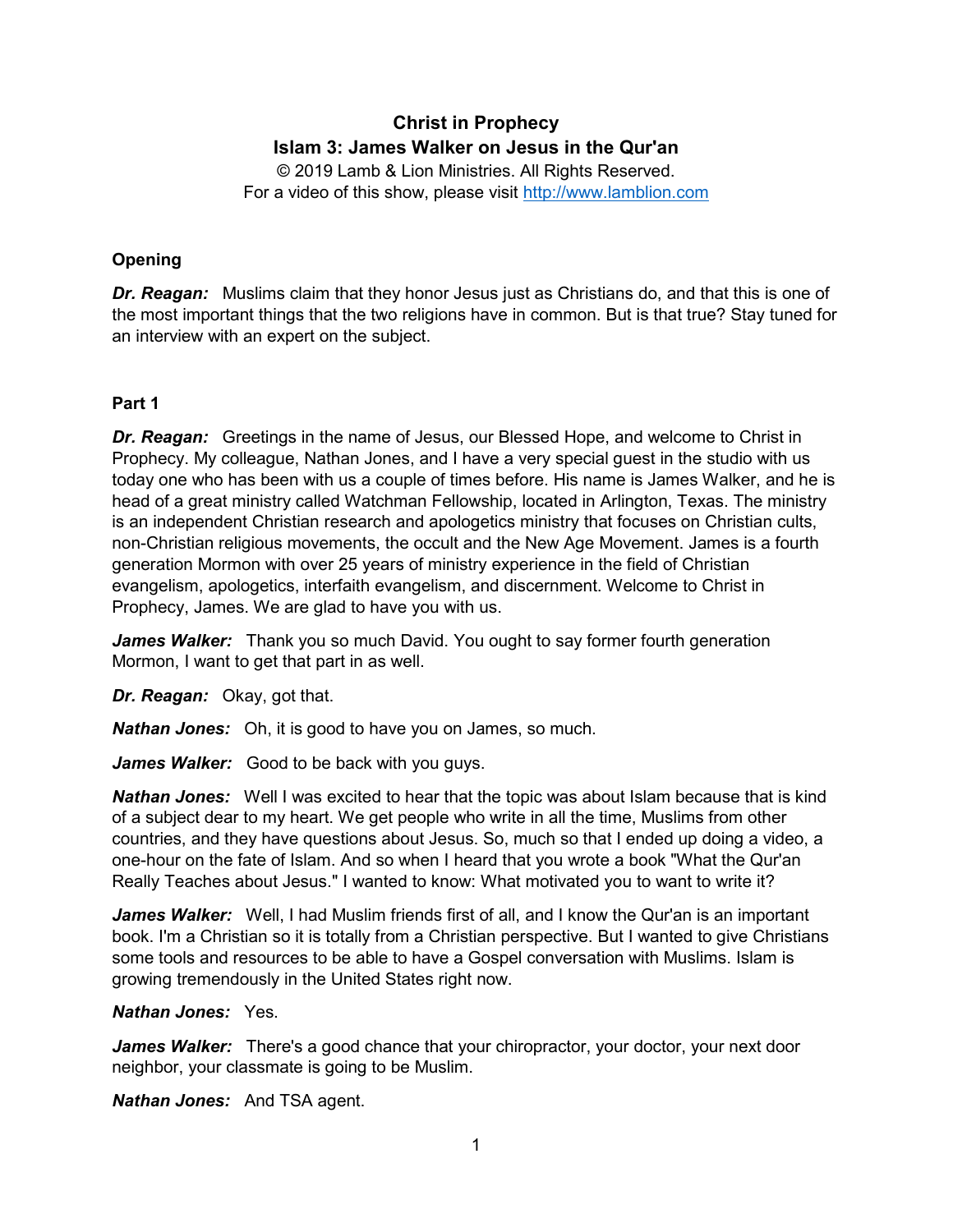# Christ in Prophecy
## Islam 3: James Walker on Jesus in the Qur'an

© 2019 Lamb & Lion Ministries. All Rights Reserved.
For a video of this show, please visit http://www.lamblion.com

### Opening

***Dr. Reagan:*** Muslims claim that they honor Jesus just as Christians do, and that this is one of the most important things that the two religions have in common. But is that true? Stay tuned for an interview with an expert on the subject.

### Part 1

***Dr. Reagan:*** Greetings in the name of Jesus, our Blessed Hope, and welcome to Christ in Prophecy. My colleague, Nathan Jones, and I have a very special guest in the studio with us today one who has been with us a couple of times before. His name is James Walker, and he is head of a great ministry called Watchman Fellowship, located in Arlington, Texas. The ministry is an independent Christian research and apologetics ministry that focuses on Christian cults, non-Christian religious movements, the occult and the New Age Movement. James is a fourth generation Mormon with over 25 years of ministry experience in the field of Christian evangelism, apologetics, interfaith evangelism, and discernment. Welcome to Christ in Prophecy, James. We are glad to have you with us.

***James Walker:*** Thank you so much David. You ought to say former fourth generation Mormon, I want to get that part in as well.

***Dr. Reagan:*** Okay, got that.

***Nathan Jones:*** Oh, it is good to have you on James, so much.

***James Walker:*** Good to be back with you guys.

***Nathan Jones:*** Well I was excited to hear that the topic was about Islam because that is kind of a subject dear to my heart. We get people who write in all the time, Muslims from other countries, and they have questions about Jesus. So, much so that I ended up doing a video, a one-hour on the fate of Islam. And so when I heard that you wrote a book "What the Qur'an Really Teaches about Jesus." I wanted to know: What motivated you to want to write it?

***James Walker:*** Well, I had Muslim friends first of all, and I know the Qur'an is an important book. I'm a Christian so it is totally from a Christian perspective. But I wanted to give Christians some tools and resources to be able to have a Gospel conversation with Muslims. Islam is growing tremendously in the United States right now.

***Nathan Jones:*** Yes.

***James Walker:*** There's a good chance that your chiropractor, your doctor, your next door neighbor, your classmate is going to be Muslim.

***Nathan Jones:*** And TSA agent.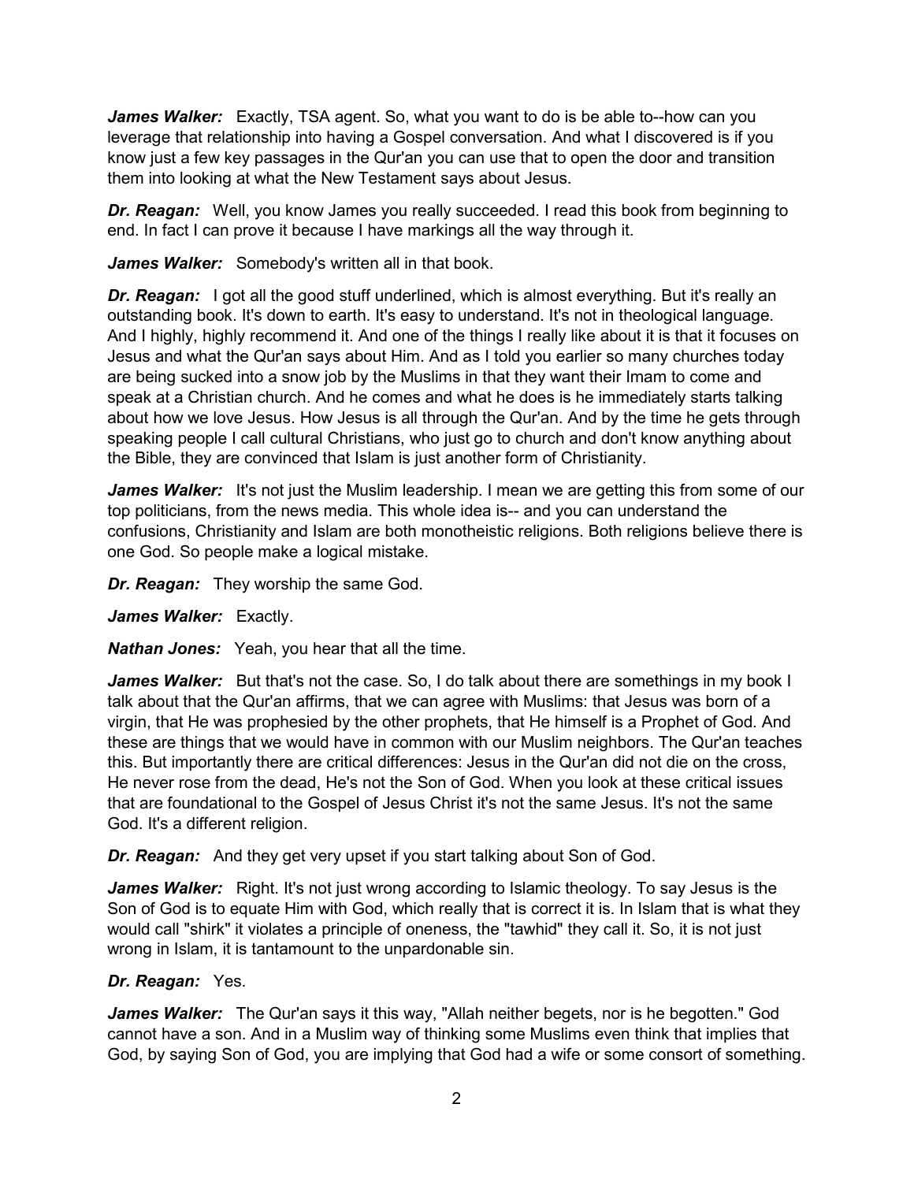***James Walker:*** Exactly, TSA agent. So, what you want to do is be able to--how can you leverage that relationship into having a Gospel conversation. And what I discovered is if you know just a few key passages in the Qur'an you can use that to open the door and transition them into looking at what the New Testament says about Jesus.

***Dr. Reagan:*** Well, you know James you really succeeded. I read this book from beginning to end. In fact I can prove it because I have markings all the way through it.

***James Walker:*** Somebody's written all in that book.

***Dr. Reagan:*** I got all the good stuff underlined, which is almost everything. But it's really an outstanding book. It's down to earth. It's easy to understand. It's not in theological language. And I highly, highly recommend it. And one of the things I really like about it is that it focuses on Jesus and what the Qur'an says about Him. And as I told you earlier so many churches today are being sucked into a snow job by the Muslims in that they want their Imam to come and speak at a Christian church. And he comes and what he does is he immediately starts talking about how we love Jesus. How Jesus is all through the Qur'an. And by the time he gets through speaking people I call cultural Christians, who just go to church and don't know anything about the Bible, they are convinced that Islam is just another form of Christianity.

***James Walker:*** It's not just the Muslim leadership. I mean we are getting this from some of our top politicians, from the news media. This whole idea is-- and you can understand the confusions, Christianity and Islam are both monotheistic religions. Both religions believe there is one God. So people make a logical mistake.

***Dr. Reagan:*** They worship the same God.

***James Walker:*** Exactly.

***Nathan Jones:*** Yeah, you hear that all the time.

***James Walker:*** But that's not the case. So, I do talk about there are somethings in my book I talk about that the Qur'an affirms, that we can agree with Muslims: that Jesus was born of a virgin, that He was prophesied by the other prophets, that He himself is a Prophet of God. And these are things that we would have in common with our Muslim neighbors. The Qur'an teaches this. But importantly there are critical differences: Jesus in the Qur'an did not die on the cross, He never rose from the dead, He's not the Son of God. When you look at these critical issues that are foundational to the Gospel of Jesus Christ it's not the same Jesus. It's not the same God. It's a different religion.

***Dr. Reagan:*** And they get very upset if you start talking about Son of God.

***James Walker:*** Right. It's not just wrong according to Islamic theology. To say Jesus is the Son of God is to equate Him with God, which really that is correct it is. In Islam that is what they would call "shirk" it violates a principle of oneness, the "tawhid" they call it. So, it is not just wrong in Islam, it is tantamount to the unpardonable sin.

***Dr. Reagan:*** Yes.

***James Walker:*** The Qur'an says it this way, "Allah neither begets, nor is he begotten." God cannot have a son. And in a Muslim way of thinking some Muslims even think that implies that God, by saying Son of God, you are implying that God had a wife or some consort of something.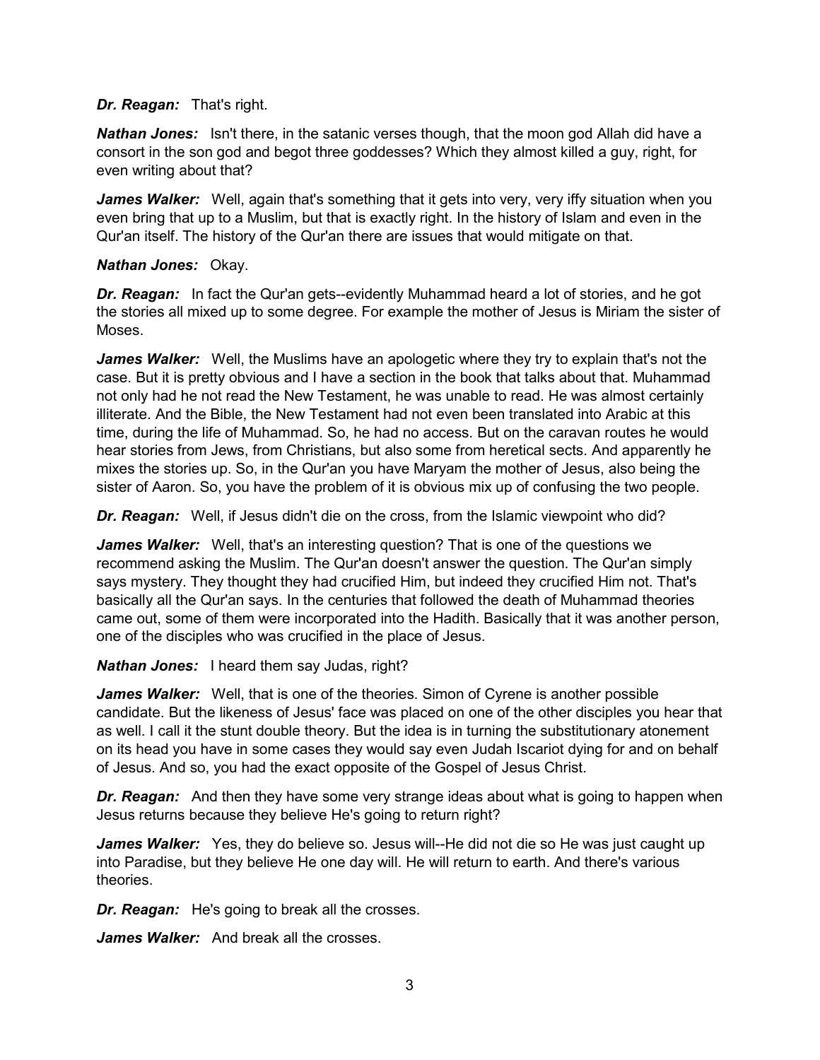***Dr. Reagan:*** That's right.

***Nathan Jones:*** Isn't there, in the satanic verses though, that the moon god Allah did have a consort in the son god and begot three goddesses? Which they almost killed a guy, right, for even writing about that?

***James Walker:*** Well, again that's something that it gets into very, very iffy situation when you even bring that up to a Muslim, but that is exactly right. In the history of Islam and even in the Qur'an itself. The history of the Qur'an there are issues that would mitigate on that.

***Nathan Jones:*** Okay.

***Dr. Reagan:*** In fact the Qur'an gets--evidently Muhammad heard a lot of stories, and he got the stories all mixed up to some degree. For example the mother of Jesus is Miriam the sister of Moses.

***James Walker:*** Well, the Muslims have an apologetic where they try to explain that's not the case. But it is pretty obvious and I have a section in the book that talks about that. Muhammad not only had he not read the New Testament, he was unable to read. He was almost certainly illiterate. And the Bible, the New Testament had not even been translated into Arabic at this time, during the life of Muhammad. So, he had no access. But on the caravan routes he would hear stories from Jews, from Christians, but also some from heretical sects. And apparently he mixes the stories up. So, in the Qur'an you have Maryam the mother of Jesus, also being the sister of Aaron. So, you have the problem of it is obvious mix up of confusing the two people.

***Dr. Reagan:*** Well, if Jesus didn't die on the cross, from the Islamic viewpoint who did?

***James Walker:*** Well, that's an interesting question? That is one of the questions we recommend asking the Muslim. The Qur'an doesn't answer the question. The Qur'an simply says mystery. They thought they had crucified Him, but indeed they crucified Him not. That's basically all the Qur'an says. In the centuries that followed the death of Muhammad theories came out, some of them were incorporated into the Hadith. Basically that it was another person, one of the disciples who was crucified in the place of Jesus.

***Nathan Jones:*** I heard them say Judas, right?

***James Walker:*** Well, that is one of the theories. Simon of Cyrene is another possible candidate. But the likeness of Jesus' face was placed on one of the other disciples you hear that as well. I call it the stunt double theory. But the idea is in turning the substitutionary atonement on its head you have in some cases they would say even Judah Iscariot dying for and on behalf of Jesus. And so, you had the exact opposite of the Gospel of Jesus Christ.

***Dr. Reagan:*** And then they have some very strange ideas about what is going to happen when Jesus returns because they believe He's going to return right?

***James Walker:*** Yes, they do believe so. Jesus will--He did not die so He was just caught up into Paradise, but they believe He one day will. He will return to earth. And there's various theories.

***Dr. Reagan:*** He's going to break all the crosses.

***James Walker:*** And break all the crosses.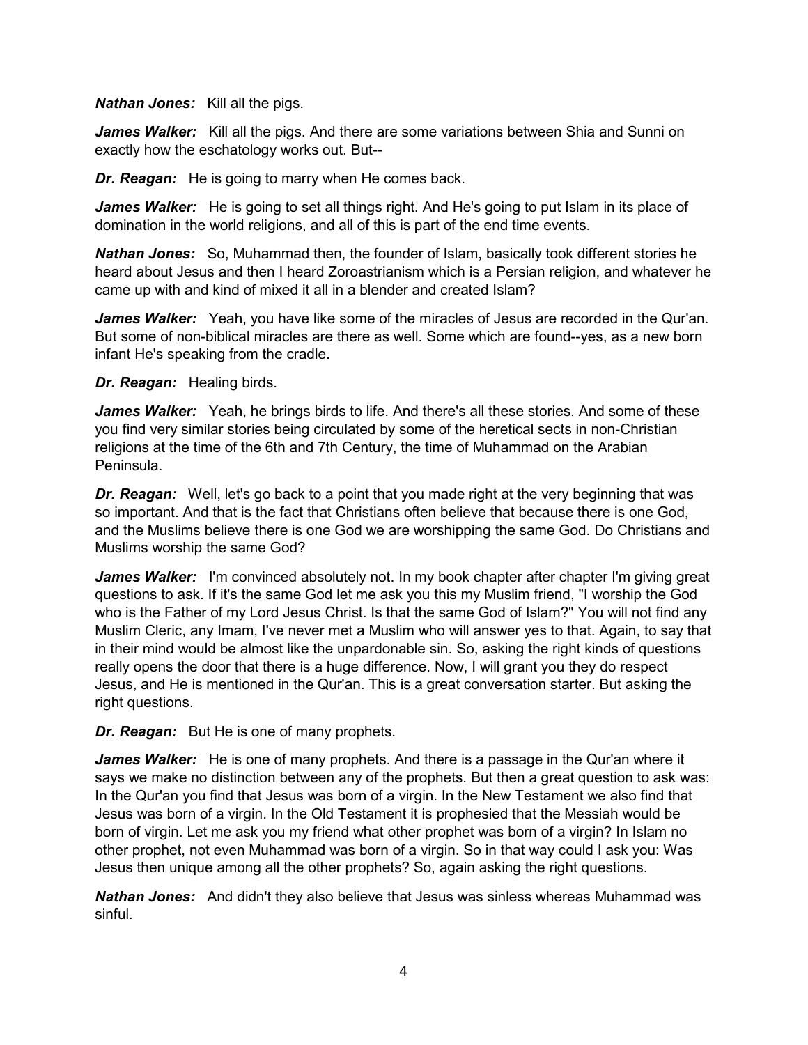***Nathan Jones:*** Kill all the pigs.

***James Walker:*** Kill all the pigs. And there are some variations between Shia and Sunni on exactly how the eschatology works out. But--

***Dr. Reagan:*** He is going to marry when He comes back.

***James Walker:*** He is going to set all things right. And He's going to put Islam in its place of domination in the world religions, and all of this is part of the end time events.

***Nathan Jones:*** So, Muhammad then, the founder of Islam, basically took different stories he heard about Jesus and then I heard Zoroastrianism which is a Persian religion, and whatever he came up with and kind of mixed it all in a blender and created Islam?

***James Walker:*** Yeah, you have like some of the miracles of Jesus are recorded in the Qur'an. But some of non-biblical miracles are there as well. Some which are found--yes, as a new born infant He's speaking from the cradle.

***Dr. Reagan:*** Healing birds.

***James Walker:*** Yeah, he brings birds to life. And there's all these stories. And some of these you find very similar stories being circulated by some of the heretical sects in non-Christian religions at the time of the 6th and 7th Century, the time of Muhammad on the Arabian Peninsula.

***Dr. Reagan:*** Well, let's go back to a point that you made right at the very beginning that was so important. And that is the fact that Christians often believe that because there is one God, and the Muslims believe there is one God we are worshipping the same God. Do Christians and Muslims worship the same God?

***James Walker:*** I'm convinced absolutely not. In my book chapter after chapter I'm giving great questions to ask. If it's the same God let me ask you this my Muslim friend, "I worship the God who is the Father of my Lord Jesus Christ. Is that the same God of Islam?" You will not find any Muslim Cleric, any Imam, I've never met a Muslim who will answer yes to that. Again, to say that in their mind would be almost like the unpardonable sin. So, asking the right kinds of questions really opens the door that there is a huge difference. Now, I will grant you they do respect Jesus, and He is mentioned in the Qur'an. This is a great conversation starter. But asking the right questions.

***Dr. Reagan:*** But He is one of many prophets.

***James Walker:*** He is one of many prophets. And there is a passage in the Qur'an where it says we make no distinction between any of the prophets. But then a great question to ask was: In the Qur'an you find that Jesus was born of a virgin. In the New Testament we also find that Jesus was born of a virgin. In the Old Testament it is prophesied that the Messiah would be born of virgin. Let me ask you my friend what other prophet was born of a virgin? In Islam no other prophet, not even Muhammad was born of a virgin. So in that way could I ask you: Was Jesus then unique among all the other prophets? So, again asking the right questions.

***Nathan Jones:*** And didn't they also believe that Jesus was sinless whereas Muhammad was sinful.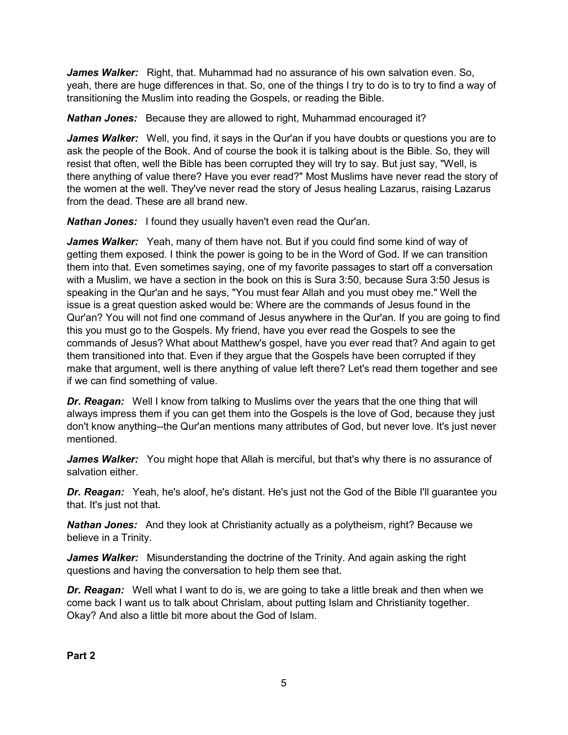***James Walker:*** Right, that. Muhammad had no assurance of his own salvation even. So, yeah, there are huge differences in that. So, one of the things I try to do is to try to find a way of transitioning the Muslim into reading the Gospels, or reading the Bible.

***Nathan Jones:*** Because they are allowed to right, Muhammad encouraged it?

***James Walker:*** Well, you find, it says in the Qur'an if you have doubts or questions you are to ask the people of the Book. And of course the book it is talking about is the Bible. So, they will resist that often, well the Bible has been corrupted they will try to say. But just say, "Well, is there anything of value there? Have you ever read?" Most Muslims have never read the story of the women at the well. They've never read the story of Jesus healing Lazarus, raising Lazarus from the dead. These are all brand new.

***Nathan Jones:*** I found they usually haven't even read the Qur'an.

***James Walker:*** Yeah, many of them have not. But if you could find some kind of way of getting them exposed. I think the power is going to be in the Word of God. If we can transition them into that. Even sometimes saying, one of my favorite passages to start off a conversation with a Muslim, we have a section in the book on this is Sura 3:50, because Sura 3:50 Jesus is speaking in the Qur'an and he says, "You must fear Allah and you must obey me." Well the issue is a great question asked would be: Where are the commands of Jesus found in the Qur'an? You will not find one command of Jesus anywhere in the Qur'an. If you are going to find this you must go to the Gospels. My friend, have you ever read the Gospels to see the commands of Jesus? What about Matthew's gospel, have you ever read that? And again to get them transitioned into that. Even if they argue that the Gospels have been corrupted if they make that argument, well is there anything of value left there? Let's read them together and see if we can find something of value.

***Dr. Reagan:*** Well I know from talking to Muslims over the years that the one thing that will always impress them if you can get them into the Gospels is the love of God, because they just don't know anything--the Qur'an mentions many attributes of God, but never love. It's just never mentioned.

***James Walker:*** You might hope that Allah is merciful, but that's why there is no assurance of salvation either.

***Dr. Reagan:*** Yeah, he's aloof, he's distant. He's just not the God of the Bible I'll guarantee you that. It's just not that.

***Nathan Jones:*** And they look at Christianity actually as a polytheism, right? Because we believe in a Trinity.

***James Walker:*** Misunderstanding the doctrine of the Trinity. And again asking the right questions and having the conversation to help them see that.

***Dr. Reagan:*** Well what I want to do is, we are going to take a little break and then when we come back I want us to talk about Chrislam, about putting Islam and Christianity together. Okay? And also a little bit more about the God of Islam.

**Part 2**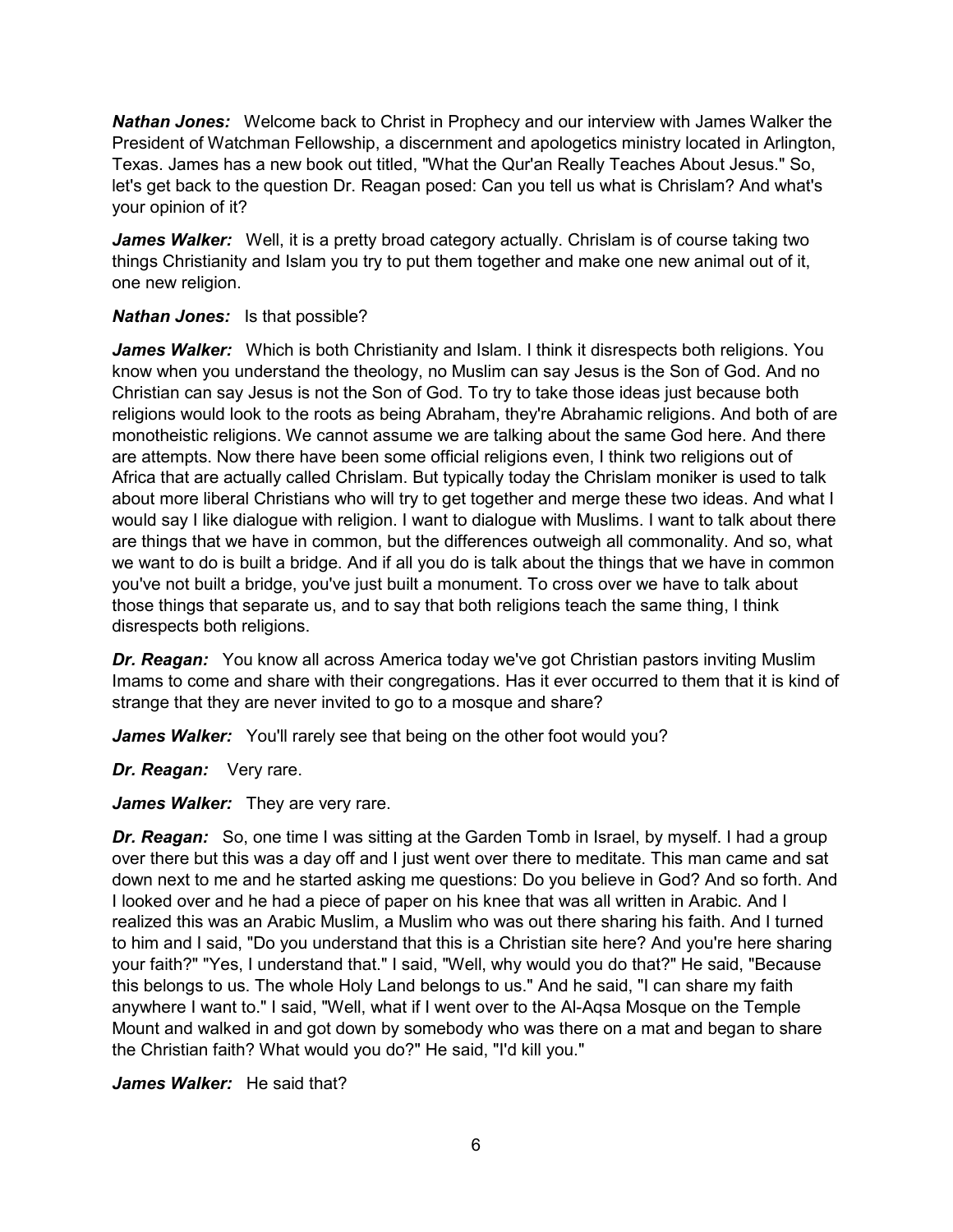***Nathan Jones:*** Welcome back to Christ in Prophecy and our interview with James Walker the President of Watchman Fellowship, a discernment and apologetics ministry located in Arlington, Texas. James has a new book out titled, "What the Qur'an Really Teaches About Jesus." So, let's get back to the question Dr. Reagan posed: Can you tell us what is Chrislam? And what's your opinion of it?

***James Walker:*** Well, it is a pretty broad category actually. Chrislam is of course taking two things Christianity and Islam you try to put them together and make one new animal out of it, one new religion.

***Nathan Jones:*** Is that possible?

***James Walker:*** Which is both Christianity and Islam. I think it disrespects both religions. You know when you understand the theology, no Muslim can say Jesus is the Son of God. And no Christian can say Jesus is not the Son of God. To try to take those ideas just because both religions would look to the roots as being Abraham, they're Abrahamic religions. And both of are monotheistic religions. We cannot assume we are talking about the same God here. And there are attempts. Now there have been some official religions even, I think two religions out of Africa that are actually called Chrislam. But typically today the Chrislam moniker is used to talk about more liberal Christians who will try to get together and merge these two ideas. And what I would say I like dialogue with religion. I want to dialogue with Muslims. I want to talk about there are things that we have in common, but the differences outweigh all commonality. And so, what we want to do is built a bridge. And if all you do is talk about the things that we have in common you've not built a bridge, you've just built a monument. To cross over we have to talk about those things that separate us, and to say that both religions teach the same thing, I think disrespects both religions.

***Dr. Reagan:*** You know all across America today we've got Christian pastors inviting Muslim Imams to come and share with their congregations. Has it ever occurred to them that it is kind of strange that they are never invited to go to a mosque and share?

***James Walker:*** You'll rarely see that being on the other foot would you?

***Dr. Reagan:*** Very rare.

***James Walker:*** They are very rare.

***Dr. Reagan:*** So, one time I was sitting at the Garden Tomb in Israel, by myself. I had a group over there but this was a day off and I just went over there to meditate. This man came and sat down next to me and he started asking me questions: Do you believe in God? And so forth. And I looked over and he had a piece of paper on his knee that was all written in Arabic. And I realized this was an Arabic Muslim, a Muslim who was out there sharing his faith. And I turned to him and I said, "Do you understand that this is a Christian site here? And you're here sharing your faith?" "Yes, I understand that." I said, "Well, why would you do that?" He said, "Because this belongs to us. The whole Holy Land belongs to us." And he said, "I can share my faith anywhere I want to." I said, "Well, what if I went over to the Al-Aqsa Mosque on the Temple Mount and walked in and got down by somebody who was there on a mat and began to share the Christian faith? What would you do?" He said, "I'd kill you."

***James Walker:*** He said that?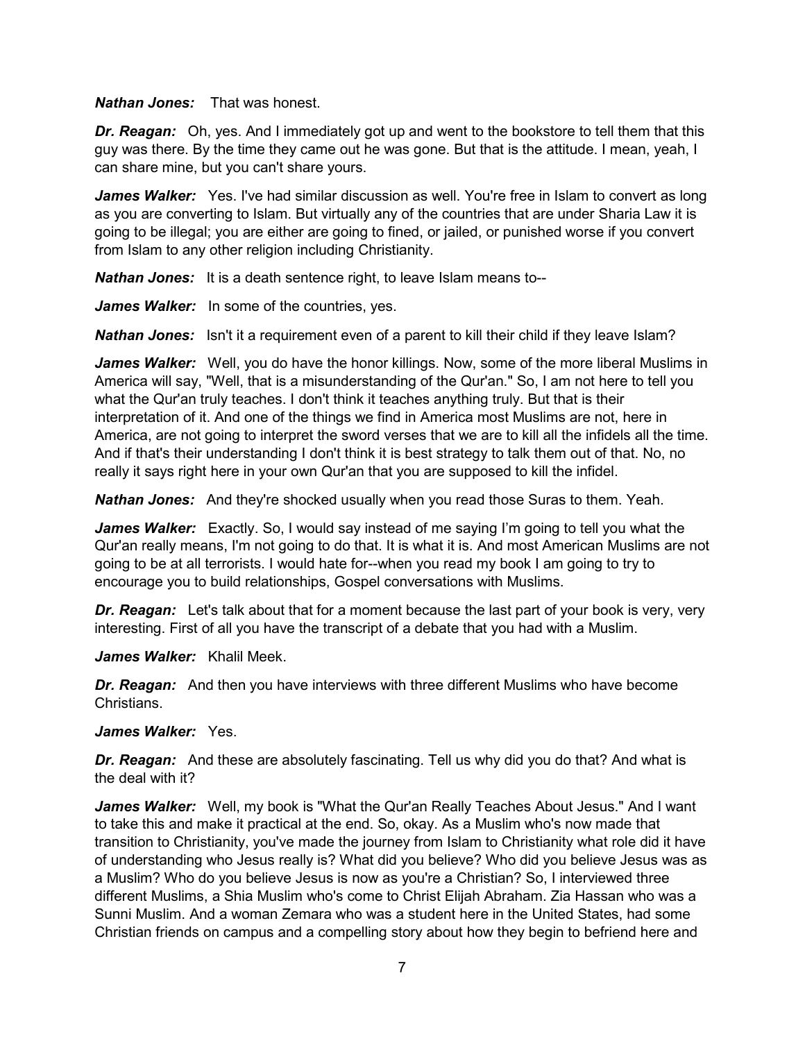***Nathan Jones:*** That was honest.

***Dr. Reagan:*** Oh, yes. And I immediately got up and went to the bookstore to tell them that this guy was there. By the time they came out he was gone. But that is the attitude. I mean, yeah, I can share mine, but you can't share yours.

***James Walker:*** Yes. I've had similar discussion as well. You're free in Islam to convert as long as you are converting to Islam. But virtually any of the countries that are under Sharia Law it is going to be illegal; you are either are going to fined, or jailed, or punished worse if you convert from Islam to any other religion including Christianity.

***Nathan Jones:*** It is a death sentence right, to leave Islam means to--

***James Walker:*** In some of the countries, yes.

***Nathan Jones:*** Isn't it a requirement even of a parent to kill their child if they leave Islam?

***James Walker:*** Well, you do have the honor killings. Now, some of the more liberal Muslims in America will say, "Well, that is a misunderstanding of the Qur'an." So, I am not here to tell you what the Qur'an truly teaches. I don't think it teaches anything truly. But that is their interpretation of it. And one of the things we find in America most Muslims are not, here in America, are not going to interpret the sword verses that we are to kill all the infidels all the time. And if that's their understanding I don't think it is best strategy to talk them out of that. No, no really it says right here in your own Qur'an that you are supposed to kill the infidel.

***Nathan Jones:*** And they're shocked usually when you read those Suras to them. Yeah.

***James Walker:*** Exactly. So, I would say instead of me saying I'm going to tell you what the Qur'an really means, I'm not going to do that. It is what it is. And most American Muslims are not going to be at all terrorists. I would hate for--when you read my book I am going to try to encourage you to build relationships, Gospel conversations with Muslims.

***Dr. Reagan:*** Let's talk about that for a moment because the last part of your book is very, very interesting. First of all you have the transcript of a debate that you had with a Muslim.

***James Walker:*** Khalil Meek.

***Dr. Reagan:*** And then you have interviews with three different Muslims who have become Christians.

***James Walker:*** Yes.

***Dr. Reagan:*** And these are absolutely fascinating. Tell us why did you do that? And what is the deal with it?

***James Walker:*** Well, my book is "What the Qur'an Really Teaches About Jesus." And I want to take this and make it practical at the end. So, okay. As a Muslim who's now made that transition to Christianity, you've made the journey from Islam to Christianity what role did it have of understanding who Jesus really is? What did you believe? Who did you believe Jesus was as a Muslim? Who do you believe Jesus is now as you're a Christian? So, I interviewed three different Muslims, a Shia Muslim who's come to Christ Elijah Abraham. Zia Hassan who was a Sunni Muslim. And a woman Zemara who was a student here in the United States, had some Christian friends on campus and a compelling story about how they begin to befriend here and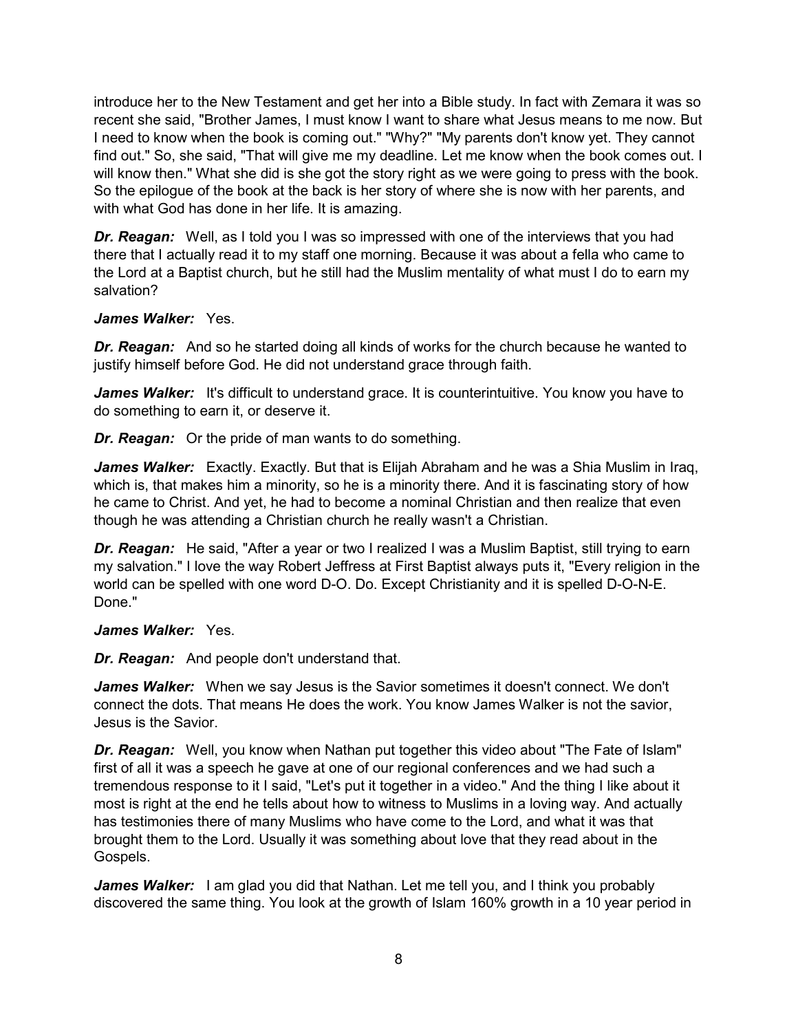introduce her to the New Testament and get her into a Bible study. In fact with Zemara it was so recent she said, "Brother James, I must know I want to share what Jesus means to me now. But I need to know when the book is coming out." "Why?" "My parents don't know yet. They cannot find out." So, she said, "That will give me my deadline. Let me know when the book comes out. I will know then." What she did is she got the story right as we were going to press with the book. So the epilogue of the book at the back is her story of where she is now with her parents, and with what God has done in her life. It is amazing.

***Dr. Reagan:*** Well, as I told you I was so impressed with one of the interviews that you had there that I actually read it to my staff one morning. Because it was about a fella who came to the Lord at a Baptist church, but he still had the Muslim mentality of what must I do to earn my salvation?

***James Walker:*** Yes.

***Dr. Reagan:*** And so he started doing all kinds of works for the church because he wanted to justify himself before God. He did not understand grace through faith.

***James Walker:*** It's difficult to understand grace. It is counterintuitive. You know you have to do something to earn it, or deserve it.

***Dr. Reagan:*** Or the pride of man wants to do something.

***James Walker:*** Exactly. Exactly. But that is Elijah Abraham and he was a Shia Muslim in Iraq, which is, that makes him a minority, so he is a minority there. And it is fascinating story of how he came to Christ. And yet, he had to become a nominal Christian and then realize that even though he was attending a Christian church he really wasn't a Christian.

***Dr. Reagan:*** He said, "After a year or two I realized I was a Muslim Baptist, still trying to earn my salvation." I love the way Robert Jeffress at First Baptist always puts it, "Every religion in the world can be spelled with one word D-O. Do. Except Christianity and it is spelled D-O-N-E. Done."

***James Walker:*** Yes.

***Dr. Reagan:*** And people don't understand that.

***James Walker:*** When we say Jesus is the Savior sometimes it doesn't connect. We don't connect the dots. That means He does the work. You know James Walker is not the savior, Jesus is the Savior.

***Dr. Reagan:*** Well, you know when Nathan put together this video about "The Fate of Islam" first of all it was a speech he gave at one of our regional conferences and we had such a tremendous response to it I said, "Let's put it together in a video." And the thing I like about it most is right at the end he tells about how to witness to Muslims in a loving way. And actually has testimonies there of many Muslims who have come to the Lord, and what it was that brought them to the Lord. Usually it was something about love that they read about in the Gospels.

***James Walker:*** I am glad you did that Nathan. Let me tell you, and I think you probably discovered the same thing. You look at the growth of Islam 160% growth in a 10 year period in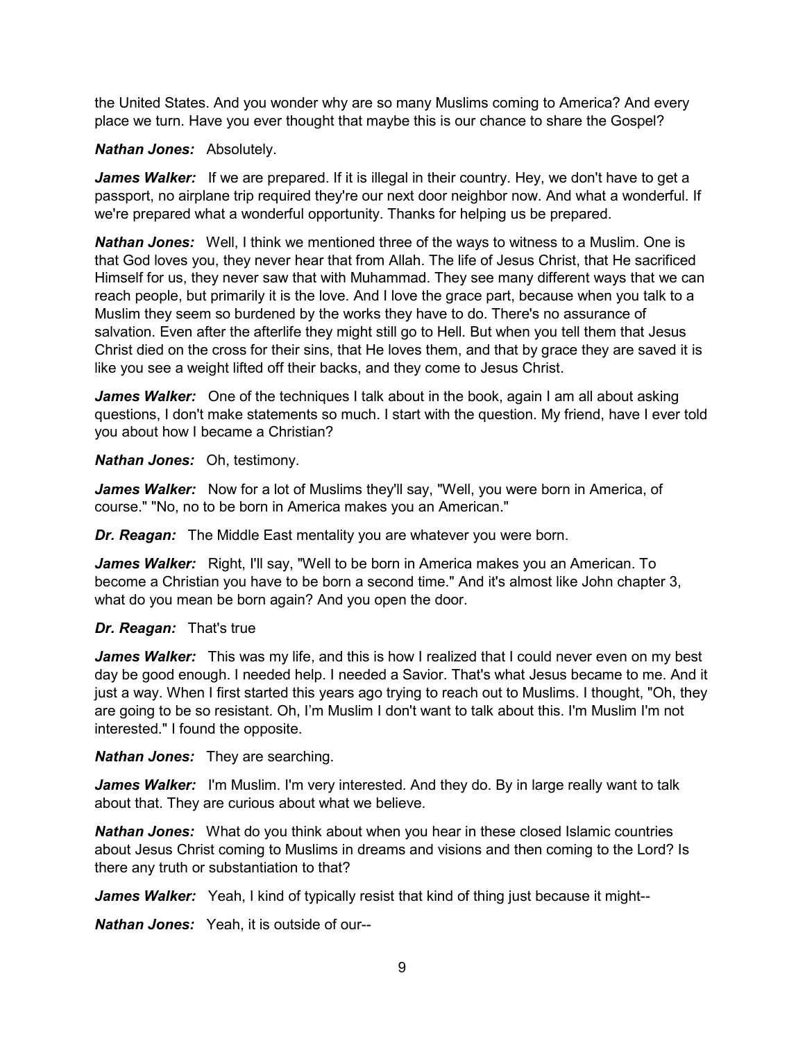the United States. And you wonder why are so many Muslims coming to America? And every place we turn. Have you ever thought that maybe this is our chance to share the Gospel?

***Nathan Jones:*** Absolutely.

***James Walker:*** If we are prepared. If it is illegal in their country. Hey, we don't have to get a passport, no airplane trip required they're our next door neighbor now. And what a wonderful. If we're prepared what a wonderful opportunity. Thanks for helping us be prepared.

***Nathan Jones:*** Well, I think we mentioned three of the ways to witness to a Muslim. One is that God loves you, they never hear that from Allah. The life of Jesus Christ, that He sacrificed Himself for us, they never saw that with Muhammad. They see many different ways that we can reach people, but primarily it is the love. And I love the grace part, because when you talk to a Muslim they seem so burdened by the works they have to do. There's no assurance of salvation. Even after the afterlife they might still go to Hell. But when you tell them that Jesus Christ died on the cross for their sins, that He loves them, and that by grace they are saved it is like you see a weight lifted off their backs, and they come to Jesus Christ.

***James Walker:*** One of the techniques I talk about in the book, again I am all about asking questions, I don't make statements so much. I start with the question. My friend, have I ever told you about how I became a Christian?

***Nathan Jones:*** Oh, testimony.

***James Walker:*** Now for a lot of Muslims they'll say, "Well, you were born in America, of course." "No, no to be born in America makes you an American."

***Dr. Reagan:*** The Middle East mentality you are whatever you were born.

***James Walker:*** Right, I'll say, "Well to be born in America makes you an American. To become a Christian you have to be born a second time." And it's almost like John chapter 3, what do you mean be born again? And you open the door.

***Dr. Reagan:*** That's true

***James Walker:*** This was my life, and this is how I realized that I could never even on my best day be good enough. I needed help. I needed a Savior. That's what Jesus became to me. And it just a way. When I first started this years ago trying to reach out to Muslims. I thought, "Oh, they are going to be so resistant. Oh, I'm Muslim I don't want to talk about this. I'm Muslim I'm not interested." I found the opposite.

***Nathan Jones:*** They are searching.

***James Walker:*** I'm Muslim. I'm very interested. And they do. By in large really want to talk about that. They are curious about what we believe.

***Nathan Jones:*** What do you think about when you hear in these closed Islamic countries about Jesus Christ coming to Muslims in dreams and visions and then coming to the Lord? Is there any truth or substantiation to that?

***James Walker:*** Yeah, I kind of typically resist that kind of thing just because it might--

***Nathan Jones:*** Yeah, it is outside of our--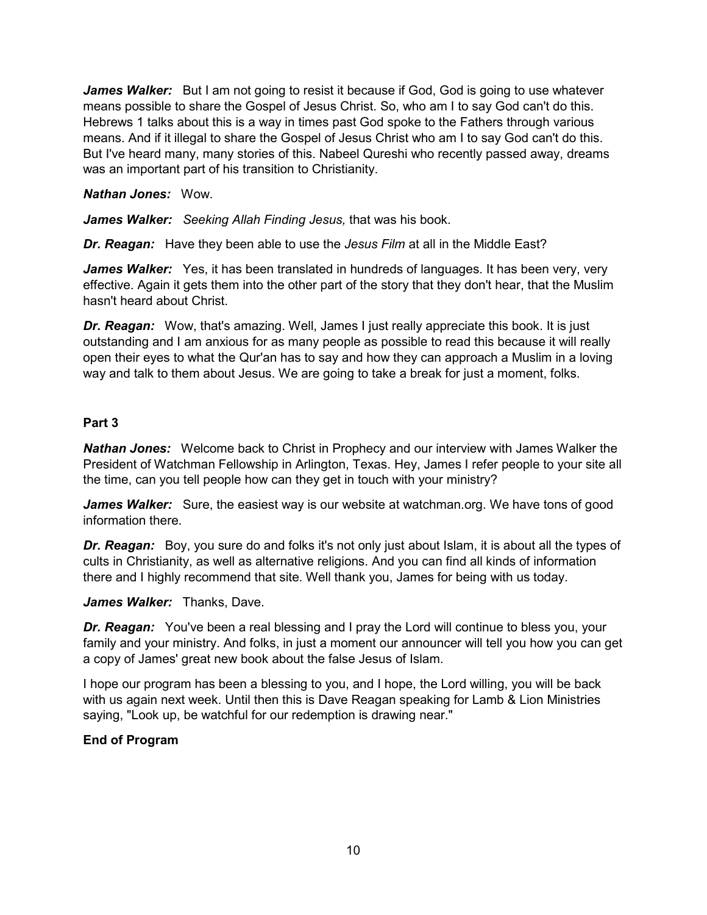***James Walker:*** But I am not going to resist it because if God, God is going to use whatever means possible to share the Gospel of Jesus Christ. So, who am I to say God can't do this. Hebrews 1 talks about this is a way in times past God spoke to the Fathers through various means. And if it illegal to share the Gospel of Jesus Christ who am I to say God can't do this. But I've heard many, many stories of this. Nabeel Qureshi who recently passed away, dreams was an important part of his transition to Christianity.

***Nathan Jones:*** Wow.

***James Walker:*** *Seeking Allah Finding Jesus,* that was his book.

***Dr. Reagan:*** Have they been able to use the *Jesus Film* at all in the Middle East?

***James Walker:*** Yes, it has been translated in hundreds of languages. It has been very, very effective. Again it gets them into the other part of the story that they don't hear, that the Muslim hasn't heard about Christ.

***Dr. Reagan:*** Wow, that's amazing. Well, James I just really appreciate this book. It is just outstanding and I am anxious for as many people as possible to read this because it will really open their eyes to what the Qur'an has to say and how they can approach a Muslim in a loving way and talk to them about Jesus. We are going to take a break for just a moment, folks.

**Part 3**

***Nathan Jones:*** Welcome back to Christ in Prophecy and our interview with James Walker the President of Watchman Fellowship in Arlington, Texas. Hey, James I refer people to your site all the time, can you tell people how can they get in touch with your ministry?

***James Walker:*** Sure, the easiest way is our website at watchman.org. We have tons of good information there.

***Dr. Reagan:*** Boy, you sure do and folks it's not only just about Islam, it is about all the types of cults in Christianity, as well as alternative religions. And you can find all kinds of information there and I highly recommend that site. Well thank you, James for being with us today.

***James Walker:*** Thanks, Dave.

***Dr. Reagan:*** You've been a real blessing and I pray the Lord will continue to bless you, your family and your ministry. And folks, in just a moment our announcer will tell you how you can get a copy of James' great new book about the false Jesus of Islam.

I hope our program has been a blessing to you, and I hope, the Lord willing, you will be back with us again next week. Until then this is Dave Reagan speaking for Lamb & Lion Ministries saying, "Look up, be watchful for our redemption is drawing near."

**End of Program**